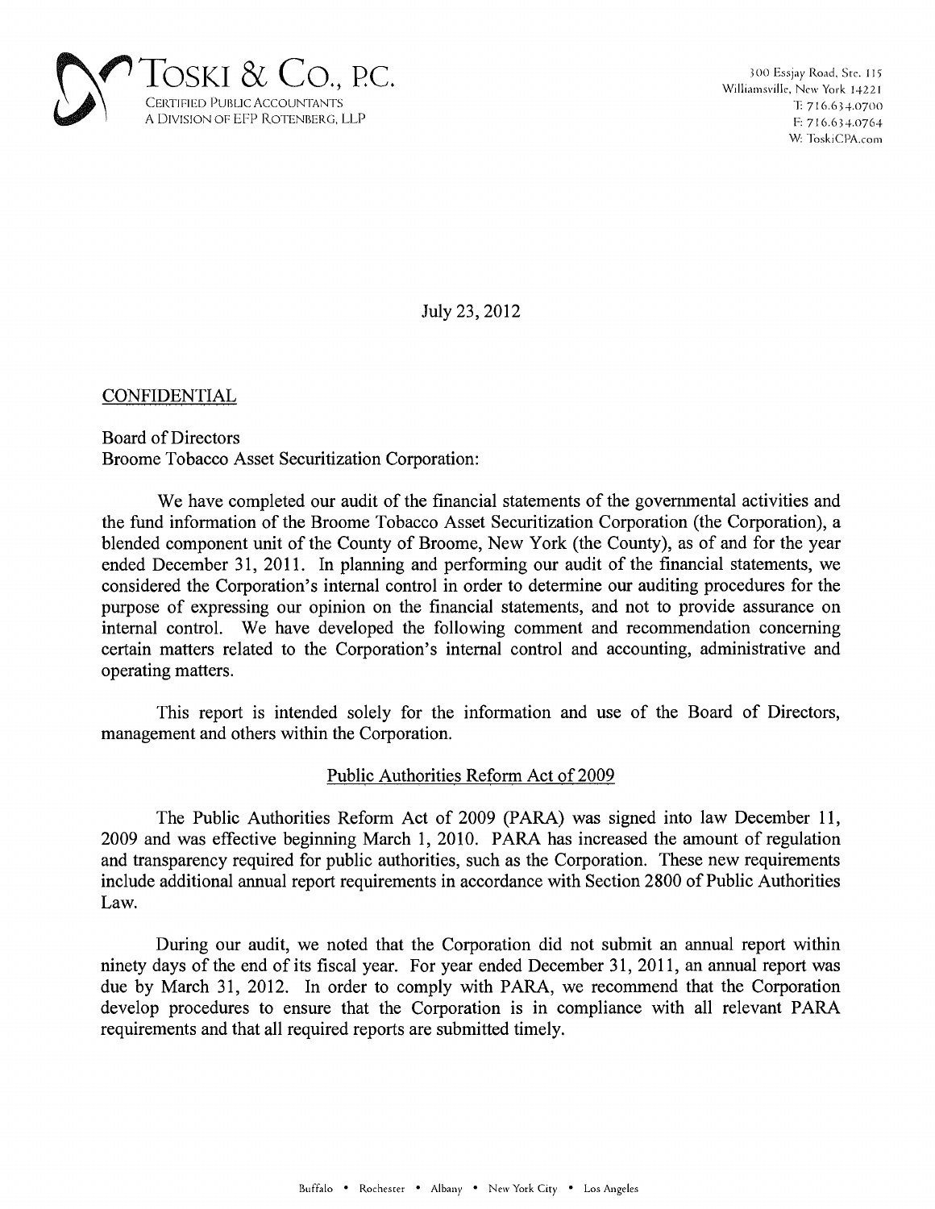**TOSKI & CO., P.C.**
CERTIFIED PUBLIC ACCOUNTANTS
A DIVISION OF EFP ROTENBERG, LLP

300 Essjay Road, Ste. 115
Williamsville, New York 14221
T: 716.634.0700
F: 716.634.0764
W: ToskiCPA.com

July 23, 2012

CONFIDENTIAL

Board of Directors
Broome Tobacco Asset Securitization Corporation:

We have completed our audit of the financial statements of the governmental activities and the fund information of the Broome Tobacco Asset Securitization Corporation (the Corporation), a blended component unit of the County of Broome, New York (the County), as of and for the year ended December 31, 2011. In planning and performing our audit of the financial statements, we considered the Corporation's internal control in order to determine our auditing procedures for the purpose of expressing our opinion on the financial statements, and not to provide assurance on internal control. We have developed the following comment and recommendation concerning certain matters related to the Corporation's internal control and accounting, administrative and operating matters.

This report is intended solely for the information and use of the Board of Directors, management and others within the Corporation.

## Public Authorities Reform Act of 2009

The Public Authorities Reform Act of 2009 (PARA) was signed into law December 11, 2009 and was effective beginning March 1, 2010. PARA has increased the amount of regulation and transparency required for public authorities, such as the Corporation. These new requirements include additional annual report requirements in accordance with Section 2800 of Public Authorities Law.

During our audit, we noted that the Corporation did not submit an annual report within ninety days of the end of its fiscal year. For year ended December 31, 2011, an annual report was due by March 31, 2012. In order to comply with PARA, we recommend that the Corporation develop procedures to ensure that the Corporation is in compliance with all relevant PARA requirements and that all required reports are submitted timely.

Buffalo • Rochester • Albany • New York City • Los Angeles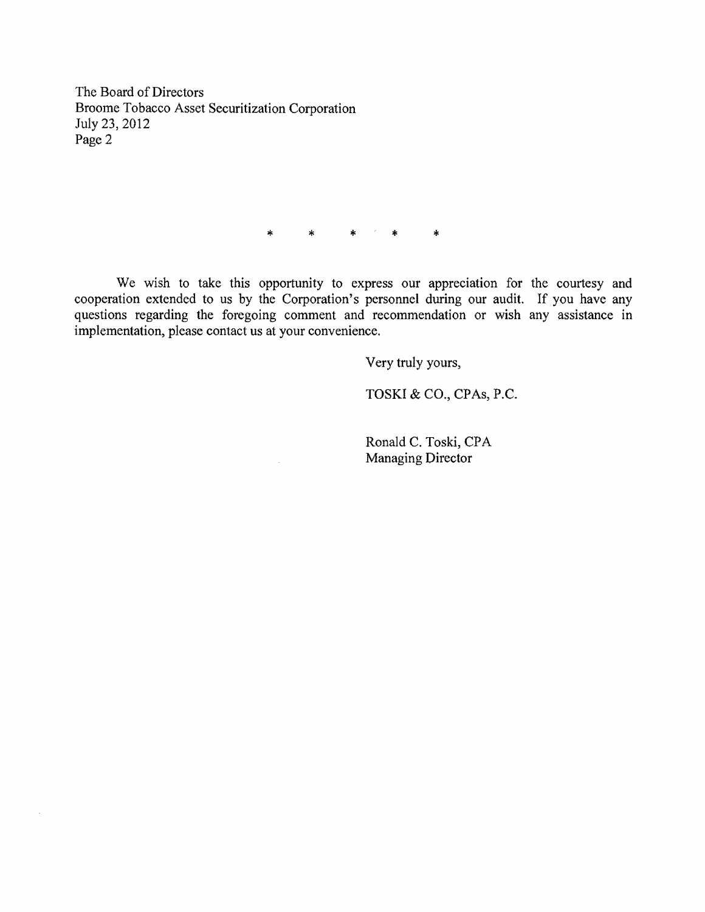The Board of Directors
Broome Tobacco Asset Securitization Corporation
July 23, 2012
Page 2

\* \* \* \* \*

We wish to take this opportunity to express our appreciation for the courtesy and cooperation extended to us by the Corporation's personnel during our audit. If you have any questions regarding the foregoing comment and recommendation or wish any assistance in implementation, please contact us at your convenience.

Very truly yours,

TOSKI & CO., CPAs, P.C.

Ronald C. Toski, CPA
Managing Director